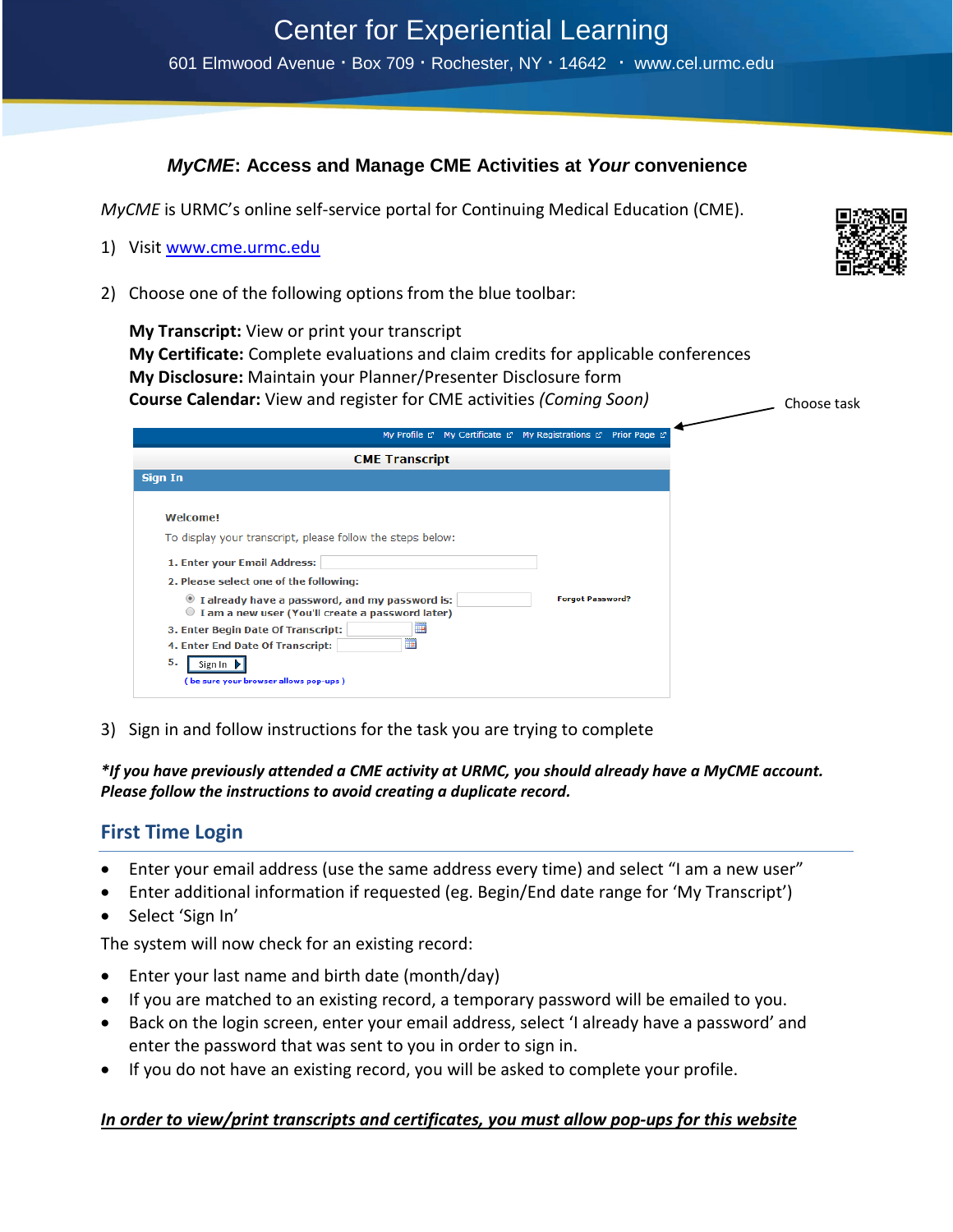# Center for Experiential Learning

601 Elmwood Avenue · Box 709 · Rochester, NY · 14642 · www.cel.urmc.edu

## *MyCME*: Access and Manage CME Activities at *Your* convenience

*MyCME* is URMC's online self-service portal for Continuing Medical Education (CME).

1) Visit [www.cme.urmc.edu](http://www.cme.urmc.edu)

2) Choose one of the following options from the blue toolbar:

   **My Transcript:** View or print your transcript
   **My Certificate:** Complete evaluations and claim credits for applicable conferences
   **My Disclosure:** Maintain your Planner/Presenter Disclosure form
   **Course Calendar:** View and register for CME activities *(Coming Soon)*

Choose task

My Profile | My Certificate | My Registrations | Prior Page

**CME Transcript**

**Sign In**

**Welcome!**

To display your transcript, please follow the steps below:

1. Enter your Email Address:
2. Please select one of the following:
   - I already have a password, and my password is: — Forgot Password?
   - I am a new user (You'll create a password later)
3. Enter Begin Date Of Transcript:
4. Enter End Date Of Transcript:
5. Sign In

( be sure your browser allows pop-ups )

3) Sign in and follow instructions for the task you are trying to complete

***If you have previously attended a CME activity at URMC, you should already have a MyCME account. Please follow the instructions to avoid creating a duplicate record.***

## First Time Login

- Enter your email address (use the same address every time) and select "I am a new user"
- Enter additional information if requested (eg. Begin/End date range for 'My Transcript')
- Select 'Sign In'

The system will now check for an existing record:

- Enter your last name and birth date (month/day)
- If you are matched to an existing record, a temporary password will be emailed to you.
- Back on the login screen, enter your email address, select 'I already have a password' and enter the password that was sent to you in order to sign in.
- If you do not have an existing record, you will be asked to complete your profile.

***In order to view/print transcripts and certificates, you must allow pop-ups for this website***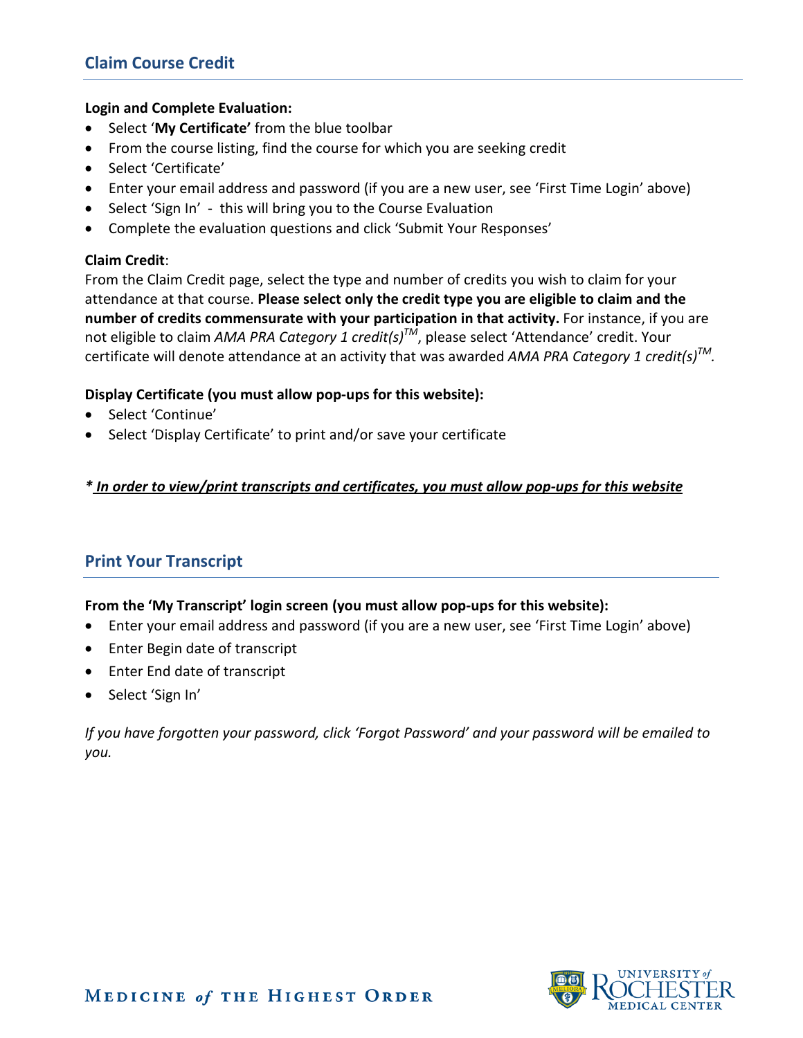## Claim Course Credit

**Login and Complete Evaluation:**

- Select '**My Certificate'** from the blue toolbar
- From the course listing, find the course for which you are seeking credit
- Select 'Certificate'
- Enter your email address and password (if you are a new user, see 'First Time Login' above)
- Select 'Sign In' - this will bring you to the Course Evaluation
- Complete the evaluation questions and click 'Submit Your Responses'

**Claim Credit**:

From the Claim Credit page, select the type and number of credits you wish to claim for your attendance at that course. **Please select only the credit type you are eligible to claim and the number of credits commensurate with your participation in that activity.** For instance, if you are not eligible to claim *AMA PRA Category 1 credit(s)™*, please select 'Attendance' credit. Your certificate will denote attendance at an activity that was awarded *AMA PRA Category 1 credit(s)™*.

**Display Certificate (you must allow pop-ups for this website):**

- Select 'Continue'
- Select 'Display Certificate' to print and/or save your certificate

***\_In order to view/print transcripts and certificates, you must allow pop-ups for this website***

## Print Your Transcript

**From the 'My Transcript' login screen (you must allow pop-ups for this website):**

- Enter your email address and password (if you are a new user, see 'First Time Login' above)
- Enter Begin date of transcript
- Enter End date of transcript
- Select 'Sign In'

*If you have forgotten your password, click 'Forgot Password' and your password will be emailed to you.*

MEDICINE *of* THE HIGHEST ORDER

UNIVERSITY *of* ROCHESTER MEDICAL CENTER